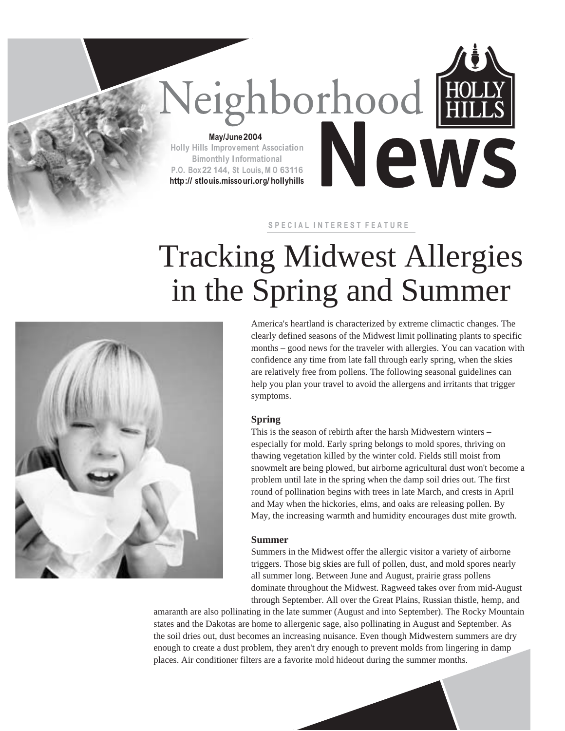# Neighborhood News

**May/June 2004**

Holly Hills Improvement Association
Bimonthly Informational
P.O. Box 22 144, St Louis, MO 63116
**http:// stlouis.missouri.org/ hollyhills**

HOLLY HILLS

SPECIAL INTEREST FEATURE

# Tracking Midwest Allergies in the Spring and Summer

America's heartland is characterized by extreme climactic changes. The clearly defined seasons of the Midwest limit pollinating plants to specific months – good news for the traveler with allergies. You can vacation with confidence any time from late fall through early spring, when the skies are relatively free from pollens. The following seasonal guidelines can help you plan your travel to avoid the allergens and irritants that trigger symptoms.

**Spring**

This is the season of rebirth after the harsh Midwestern winters – especially for mold. Early spring belongs to mold spores, thriving on thawing vegetation killed by the winter cold. Fields still moist from snowmelt are being plowed, but airborne agricultural dust won't become a problem until late in the spring when the damp soil dries out. The first round of pollination begins with trees in late March, and crests in April and May when the hickories, elms, and oaks are releasing pollen. By May, the increasing warmth and humidity encourages dust mite growth.

**Summer**

Summers in the Midwest offer the allergic visitor a variety of airborne triggers. Those big skies are full of pollen, dust, and mold spores nearly all summer long. Between June and August, prairie grass pollens dominate throughout the Midwest. Ragweed takes over from mid-August through September. All over the Great Plains, Russian thistle, hemp, and amaranth are also pollinating in the late summer (August and into September). The Rocky Mountain states and the Dakotas are home to allergenic sage, also pollinating in August and September. As the soil dries out, dust becomes an increasing nuisance. Even though Midwestern summers are dry enough to create a dust problem, they aren't dry enough to prevent molds from lingering in damp places. Air conditioner filters are a favorite mold hideout during the summer months.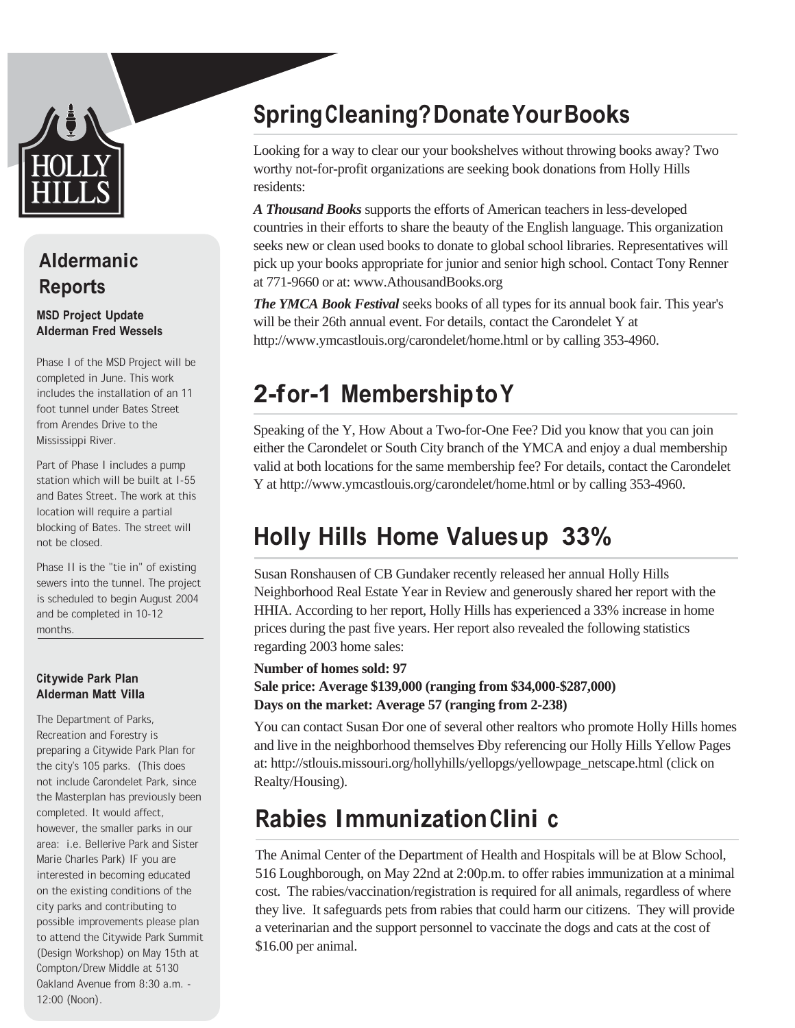HOLLY HILLS

## Aldermanic Reports

### MSD Project Update
**Alderman Fred Wessels**

Phase I of the MSD Project will be completed in June. This work includes the installation of an 11 foot tunnel under Bates Street from Arendes Drive to the Mississippi River.

Part of Phase I includes a pump station which will be built at I-55 and Bates Street. The work at this location will require a partial blocking of Bates. The street will not be closed.

Phase II is the "tie in" of existing sewers into the tunnel. The project is scheduled to begin August 2004 and be completed in 10-12 months.

### Citywide Park Plan
**Alderman Matt Villa**

The Department of Parks, Recreation and Forestry is preparing a Citywide Park Plan for the city's 105 parks. (This does not include Carondelet Park, since the Masterplan has previously been completed. It would affect, however, the smaller parks in our area: i.e. Bellerive Park and Sister Marie Charles Park) IF you are interested in becoming educated on the existing conditions of the city parks and contributing to possible improvements please plan to attend the Citywide Park Summit (Design Workshop) on May 15th at Compton/Drew Middle at 5130 Oakland Avenue from 8:30 a.m. - 12:00 (Noon).

## Spring Cleaning? Donate Your Books

Looking for a way to clear our your bookshelves without throwing books away? Two worthy not-for-profit organizations are seeking book donations from Holly Hills residents:

***A Thousand Books*** supports the efforts of American teachers in less-developed countries in their efforts to share the beauty of the English language. This organization seeks new or clean used books to donate to global school libraries. Representatives will pick up your books appropriate for junior and senior high school. Contact Tony Renner at 771-9660 or at: www.AthousandBooks.org

***The YMCA Book Festival*** seeks books of all types for its annual book fair. This year's will be their 26th annual event. For details, contact the Carondelet Y at http://www.ymcastlouis.org/carondelet/home.html or by calling 353-4960.

## 2-for-1 Membership to Y

Speaking of the Y, How About a Two-for-One Fee? Did you know that you can join either the Carondelet or South City branch of the YMCA and enjoy a dual membership valid at both locations for the same membership fee? For details, contact the Carondelet Y at http://www.ymcastlouis.org/carondelet/home.html or by calling 353-4960.

## Holly Hills Home Values up 33%

Susan Ronshausen of CB Gundaker recently released her annual Holly Hills Neighborhood Real Estate Year in Review and generously shared her report with the HHIA. According to her report, Holly Hills has experienced a 33% increase in home prices during the past five years. Her report also revealed the following statistics regarding 2003 home sales:

**Number of homes sold: 97**
**Sale price: Average $139,000 (ranging from $34,000-$287,000)**
**Days on the market: Average 57 (ranging from 2-238)**

You can contact Susan Ðor one of several other realtors who promote Holly Hills homes and live in the neighborhood themselves Ðby referencing our Holly Hills Yellow Pages at: http://stlouis.missouri.org/hollyhills/yellopgs/yellowpage_netscape.html (click on Realty/Housing).

## Rabies Immunization Clinic

The Animal Center of the Department of Health and Hospitals will be at Blow School, 516 Loughborough, on May 22nd at 2:00p.m. to offer rabies immunization at a minimal cost. The rabies/vaccination/registration is required for all animals, regardless of where they live. It safeguards pets from rabies that could harm our citizens. They will provide a veterinarian and the support personnel to vaccinate the dogs and cats at the cost of $16.00 per animal.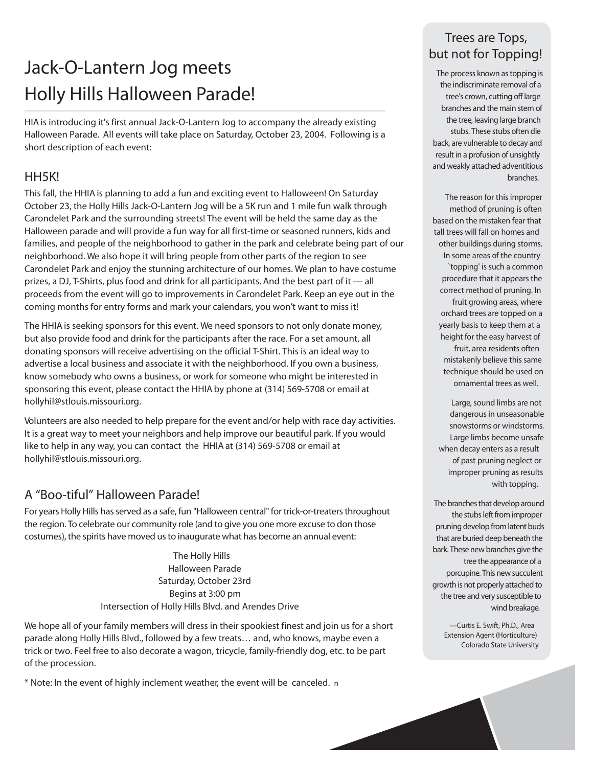# Jack-O-Lantern Jog meets Holly Hills Halloween Parade!

HIA is introducing it's first annual Jack-O-Lantern Jog to accompany the already existing Halloween Parade. All events will take place on Saturday, October 23, 2004. Following is a short description of each event:

## HH5K!

This fall, the HHIA is planning to add a fun and exciting event to Halloween! On Saturday October 23, the Holly Hills Jack-O-Lantern Jog will be a 5K run and 1 mile fun walk through Carondelet Park and the surrounding streets! The event will be held the same day as the Halloween parade and will provide a fun way for all first-time or seasoned runners, kids and families, and people of the neighborhood to gather in the park and celebrate being part of our neighborhood. We also hope it will bring people from other parts of the region to see Carondelet Park and enjoy the stunning architecture of our homes. We plan to have costume prizes, a DJ, T-Shirts, plus food and drink for all participants. And the best part of it — all proceeds from the event will go to improvements in Carondelet Park. Keep an eye out in the coming months for entry forms and mark your calendars, you won't want to miss it!

The HHIA is seeking sponsors for this event. We need sponsors to not only donate money, but also provide food and drink for the participants after the race. For a set amount, all donating sponsors will receive advertising on the official T-Shirt. This is an ideal way to advertise a local business and associate it with the neighborhood. If you own a business, know somebody who owns a business, or work for someone who might be interested in sponsoring this event, please contact the HHIA by phone at (314) 569-5708 or email at hollyhil@stlouis.missouri.org.

Volunteers are also needed to help prepare for the event and/or help with race day activities. It is a great way to meet your neighbors and help improve our beautiful park. If you would like to help in any way, you can contact the HHIA at (314) 569-5708 or email at hollyhil@stlouis.missouri.org.

## A "Boo-tiful" Halloween Parade!

For years Holly Hills has served as a safe, fun "Halloween central" for trick-or-treaters throughout the region. To celebrate our community role (and to give you one more excuse to don those costumes), the spirits have moved us to inaugurate what has become an annual event:

The Holly Hills
Halloween Parade
Saturday, October 23rd
Begins at 3:00 pm
Intersection of Holly Hills Blvd. and Arendes Drive

We hope all of your family members will dress in their spookiest finest and join us for a short parade along Holly Hills Blvd., followed by a few treats… and, who knows, maybe even a trick or two. Feel free to also decorate a wagon, tricycle, family-friendly dog, etc. to be part of the procession.

* Note: In the event of highly inclement weather, the event will be canceled. n

## Trees are Tops, but not for Topping!

The process known as topping is the indiscriminate removal of a tree's crown, cutting off large branches and the main stem of the tree, leaving large branch stubs. These stubs often die back, are vulnerable to decay and result in a profusion of unsightly and weakly attached adventitious branches.

The reason for this improper method of pruning is often based on the mistaken fear that tall trees will fall on homes and other buildings during storms. In some areas of the country `topping' is such a common procedure that it appears the correct method of pruning. In fruit growing areas, where orchard trees are topped on a yearly basis to keep them at a height for the easy harvest of fruit, area residents often mistakenly believe this same technique should be used on ornamental trees as well.

Large, sound limbs are not dangerous in unseasonable snowstorms or windstorms. Large limbs become unsafe when decay enters as a result of past pruning neglect or improper pruning as results with topping.

The branches that develop around the stubs left from improper pruning develop from latent buds that are buried deep beneath the bark. These new branches give the tree the appearance of a porcupine. This new succulent growth is not properly attached to the tree and very susceptible to wind breakage.

—Curtis E. Swift, Ph.D., Area Extension Agent (Horticulture) Colorado State University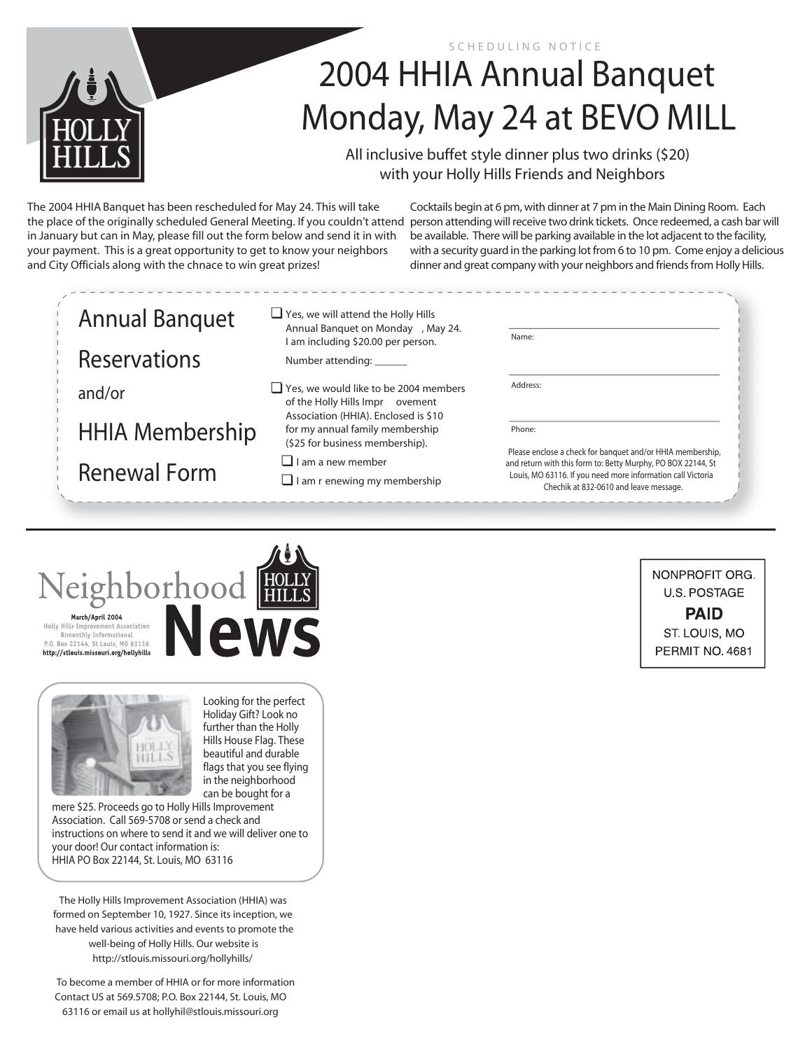SCHEDULING NOTICE

# 2004 HHIA Annual Banquet Monday, May 24 at BEVO MILL

All inclusive buffet style dinner plus two drinks ($20) with your Holly Hills Friends and Neighbors

The 2004 HHIA Banquet has been rescheduled for May 24. This will take the place of the originally scheduled General Meeting. If you couldn't attend in January but can in May, please fill out the form below and send it in with your payment. This is a great opportunity to get to know your neighbors and City Officials along with the chnace to win great prizes!

Cocktails begin at 6 pm, with dinner at 7 pm in the Main Dining Room. Each person attending will receive two drink tickets. Once redeemed, a cash bar will be available. There will be parking available in the lot adjacent to the facility, with a security guard in the parking lot from 6 to 10 pm. Come enjoy a delicious dinner and great company with your neighbors and friends from Holly Hills.

## Annual Banquet Reservations and/or HHIA Membership Renewal Form

❑ Yes, we will attend the Holly Hills Annual Banquet on Monday , May 24. I am including $20.00 per person.

Number attending: ______

❑ Yes, we would like to be 2004 members of the Holly Hills Impr ovement Association (HHIA). Enclosed is $10 for my annual family membership ($25 for business membership).

❑ I am a new member

❑ I am r enewing my membership

Name:

Address:

Phone:

Please enclose a check for banquet and/or HHIA membership, and return with this form to: Betty Murphy, PO BOX 22144, St Louis, MO 63116. If you need more information call Victoria Chechik at 832-0610 and leave message.

---

# Neighborhood News

March/April 2004
Holly Hills Improvement Association
Bimonthly Informational
P.O. Box 22144, St Louis, MO 63116
http://stlouis.missouri.org/hollyhills

NONPROFIT ORG.
U.S. POSTAGE
**PAID**
ST. LOUIS, MO
PERMIT NO. 4681

Looking for the perfect Holiday Gift? Look no further than the Holly Hills House Flag. These beautiful and durable flags that you see flying in the neighborhood can be bought for a mere $25. Proceeds go to Holly Hills Improvement Association. Call 569-5708 or send a check and instructions on where to send it and we will deliver one to your door! Our contact information is:
HHIA PO Box 22144, St. Louis, MO 63116

The Holly Hills Improvement Association (HHIA) was formed on September 10, 1927. Since its inception, we have held various activities and events to promote the well-being of Holly Hills. Our website is http://stlouis.missouri.org/hollyhills/

To become a member of HHIA or for more information Contact US at 569.5708; P.O. Box 22144, St. Louis, MO 63116 or email us at hollyhil@stlouis.missouri.org